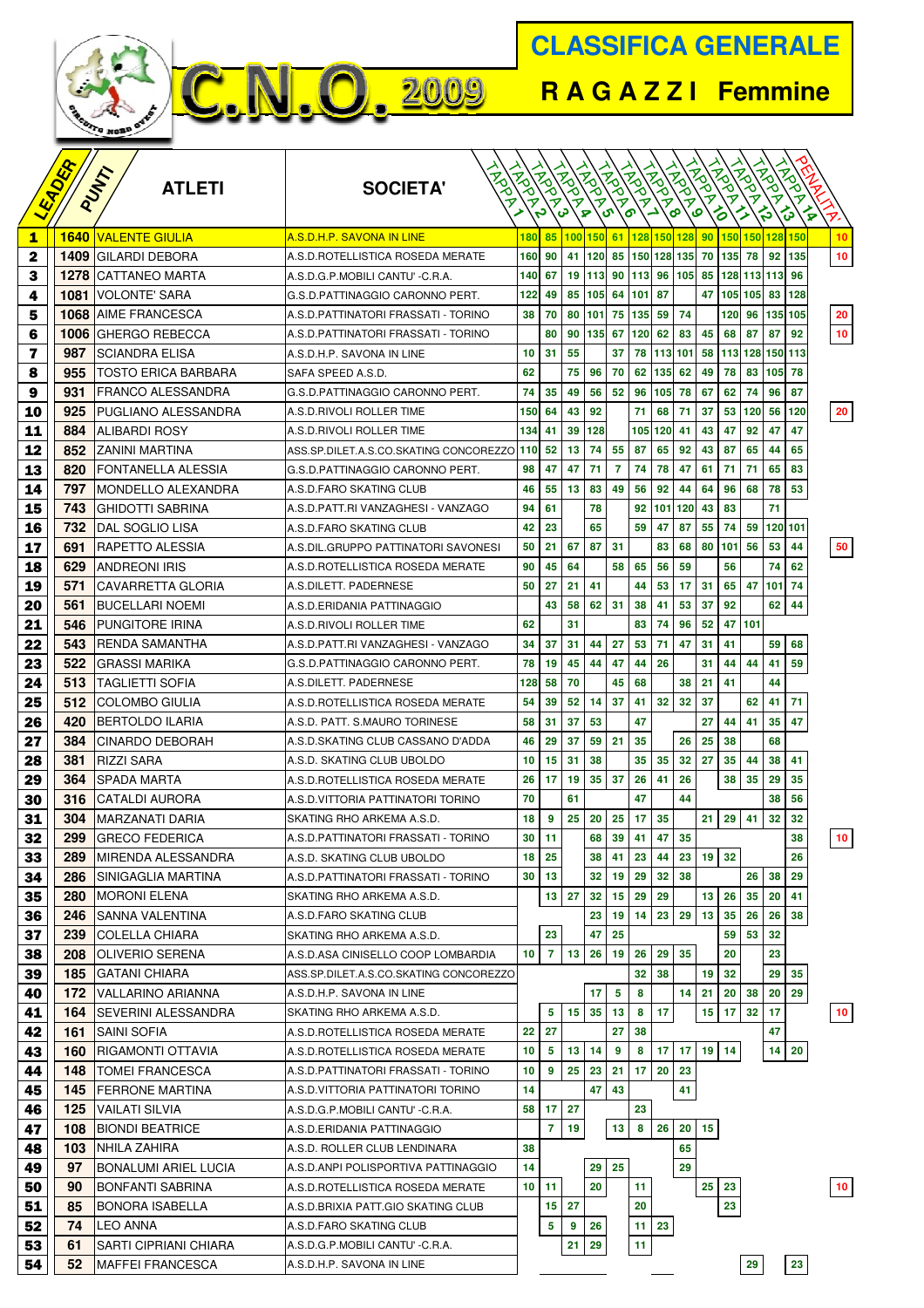# C.N.O. 2009

# CLASSIFICA GENERALE

## RAGAZZI Femmine

| LEADER | PUNTI | ATLETI | SOCIETA' | TAPPA 1 | TAPPA 2 | TAPPA 3 | TAPPA 4 | TAPPA 5 | TAPPA 6 | TAPPA 7 | TAPPA 8 | TAPPA 9 | TAPPA 10 | TAPPA 11 | TAPPA 12 | TAPPA 13 | PENALITA' |
|---|---|---|---|---|---|---|---|---|---|---|---|---|---|---|---|---|---|
| 1 | 1640 | VALENTE GIULIA | A.S.D.H.P. SAVONA IN LINE | 180 | 85 | 100 | 150 | 61 | 128 | 150 | 128 | 90 | 150 | 150 | 128 | 150 | 10 |
| 2 | 1409 | GILARDI DEBORA | A.S.D.ROTELLISTICA ROSEDA MERATE | 160 | 90 | 41 | 120 | 85 | 150 | 128 | 135 | 70 | 135 | 78 | 92 | 135 | 10 |
| 3 | 1278 | CATTANEO MARTA | A.S.D.G.P.MOBILI CANTU' -C.R.A. | 140 | 67 | 19 | 113 | 90 | 113 | 96 | 105 | 85 | 128 | 113 | 113 | 96 | |
| 4 | 1081 | VOLONTE' SARA | G.S.D.PATTINAGGIO CARONNO PERT. | 122 | 49 | 85 | 105 | 64 | 101 | 87 | | 47 | 105 | 105 | 83 | 128 | |
| 5 | 1068 | AIME FRANCESCA | A.S.D.PATTINATORI FRASSATI - TORINO | 38 | 70 | 80 | 101 | 75 | 135 | 59 | 74 | | 120 | 96 | 135 | 105 | 20 |
| 6 | 1006 | GHERGO REBECCA | A.S.D.PATTINATORI FRASSATI - TORINO | | 80 | 90 | 135 | 67 | 120 | 62 | 83 | 45 | 68 | 87 | 87 | 92 | 10 |
| 7 | 987 | SCIANDRA ELISA | A.S.D.H.P. SAVONA IN LINE | 10 | 31 | 55 | | 37 | 78 | 113 | 101 | 58 | 113 | 128 | 150 | 113 | |
| 8 | 955 | TOSTO ERICA BARBARA | SAFA SPEED A.S.D. | 62 | | 75 | 96 | 70 | 62 | 135 | 62 | 49 | 78 | 83 | 105 | 78 | |
| 9 | 931 | FRANCO ALESSANDRA | G.S.D.PATTINAGGIO CARONNO PERT. | 74 | 35 | 49 | 56 | 52 | 96 | 105 | 78 | 67 | 62 | 74 | 96 | 87 | |
| 10 | 925 | PUGLIANO ALESSANDRA | A.S.D.RIVOLI ROLLER TIME | 150 | 64 | 43 | 92 | | 71 | 68 | 71 | 37 | 53 | 120 | 56 | 120 | 20 |
| 11 | 884 | ALIBARDI ROSY | A.S.D.RIVOLI ROLLER TIME | 134 | 41 | 39 | 128 | | 105 | 120 | 41 | 43 | 47 | 92 | 47 | 47 | |
| 12 | 852 | ZANINI MARTINA | ASS.SP.DILET.A.S.CO.SKATING CONCOREZZO | 110 | 52 | 13 | 74 | 55 | 87 | 65 | 92 | 43 | 87 | 65 | 44 | 65 | |
| 13 | 820 | FONTANELLA ALESSIA | G.S.D.PATTINAGGIO CARONNO PERT. | 98 | 47 | 47 | 71 | 7 | 74 | 78 | 47 | 61 | 71 | 71 | 65 | 83 | |
| 14 | 797 | MONDELLO ALEXANDRA | A.S.D.FARO SKATING CLUB | 46 | 55 | 13 | 83 | 49 | 56 | 92 | 44 | 64 | 96 | 68 | 78 | 53 | |
| 15 | 743 | GHIDOTTI SABRINA | A.S.D.PATT.RI VANZAGHESI - VANZAGO | 94 | 61 | | 78 | | 92 | 101 | 120 | 43 | 83 | | 71 | | |
| 16 | 732 | DAL SOGLIO LISA | A.S.D.FARO SKATING CLUB | 42 | 23 | | 65 | | 59 | 47 | 87 | 55 | 74 | 59 | 120 | 101 | |
| 17 | 691 | RAPETTO ALESSIA | A.S.D.IL.GRUPPO PATTINATORI SAVONESI | 50 | 21 | 67 | 87 | 31 | | 83 | 68 | 80 | 101 | 56 | 53 | 44 | 50 |
| 18 | 629 | ANDREONI IRIS | A.S.D.ROTELLISTICA ROSEDA MERATE | 90 | 45 | 64 | | 58 | 65 | 56 | 59 | | 56 | | 74 | 62 | |
| 19 | 571 | CAVARRETTA GLORIA | A.S.DILETT. PADERNESE | 50 | 27 | 21 | 41 | | 44 | 53 | 17 | 31 | 65 | 47 | 101 | 74 | |
| 20 | 561 | BUCELLARI NOEMI | A.S.D.ERIDANIA PATTINAGGIO | | 43 | 58 | 62 | 31 | 38 | 41 | 53 | 37 | 92 | | 62 | 44 | |
| 21 | 546 | PUNGITORE IRINA | A.S.D.RIVOLI ROLLER TIME | 62 | | 31 | | | 83 | 74 | 96 | 52 | 47 | 101 | | | |
| 22 | 543 | RENDA SAMANTHA | A.S.D.PATT.RI VANZAGHESI - VANZAGO | 34 | 37 | 31 | 44 | 27 | 53 | 71 | 47 | 31 | 41 | | 59 | 68 | |
| 23 | 522 | GRASSI MARIKA | G.S.D.PATTINAGGIO CARONNO PERT. | 78 | 19 | 45 | 44 | 47 | 44 | 26 | | 31 | 44 | 44 | 41 | 59 | |
| 24 | 513 | TAGLIETTI SOFIA | A.S.DILETT. PADERNESE | 128 | 58 | 70 | | 45 | 68 | | 38 | 21 | 41 | | 44 | | |
| 25 | 512 | COLOMBO GIULIA | A.S.D.ROTELLISTICA ROSEDA MERATE | 54 | 39 | 52 | 14 | 37 | 41 | 32 | 32 | 37 | | 62 | 41 | 71 | |
| 26 | 420 | BERTOLDO ILARIA | A.S.D. PATT. S.MAURO TORINESE | 58 | 31 | 37 | 53 | | 47 | | | 27 | 44 | 41 | 35 | 47 | |
| 27 | 384 | CINARDO DEBORAH | A.S.D.SKATING CLUB CASSANO D'ADDA | 46 | 29 | 37 | 59 | 21 | 35 | | 26 | 25 | 38 | | 68 | | |
| 28 | 381 | RIZZI SARA | A.S.D. SKATING CLUB UBOLDO | 10 | 15 | 31 | 38 | | 35 | 35 | 32 | 27 | 35 | 44 | 38 | 41 | |
| 29 | 364 | SPADA MARTA | A.S.D.ROTELLISTICA ROSEDA MERATE | 26 | 17 | 19 | 35 | 37 | 26 | 41 | 26 | | 38 | 35 | 29 | 35 | |
| 30 | 316 | CATALDI AURORA | A.S.D.VITTORIA PATTINATORI TORINO | 70 | | 61 | | | 47 | | 44 | | | | 38 | 56 | |
| 31 | 304 | MARZANATI DARIA | SKATING RHO ARKEMA A.S.D. | 18 | 9 | 25 | 20 | 25 | 17 | 35 | | 21 | 29 | 41 | 32 | 32 | |
| 32 | 299 | GRECO FEDERICA | A.S.D.PATTINATORI FRASSATI - TORINO | 30 | 11 | | 68 | 39 | 41 | 47 | 35 | | | | | 38 | 10 |
| 33 | 289 | MIRENDA ALESSANDRA | A.S.D. SKATING CLUB UBOLDO | 18 | 25 | | 38 | 41 | 23 | 44 | 23 | 19 | 32 | | | 26 | |
| 34 | 286 | SINIGAGLIA MARTINA | A.S.D.PATTINATORI FRASSATI - TORINO | 30 | 13 | | 32 | 19 | 29 | 32 | 38 | | | 26 | 38 | 29 | |
| 35 | 280 | MORONI ELENA | SKATING RHO ARKEMA A.S.D. | | 13 | 27 | 32 | 15 | 29 | 29 | | 13 | 26 | 35 | 20 | 41 | |
| 36 | 246 | SANNA VALENTINA | A.S.D.FARO SKATING CLUB | | | | 23 | 19 | 14 | 23 | 29 | 13 | 35 | 26 | 26 | 38 | |
| 37 | 239 | COLELLA CHIARA | SKATING RHO ARKEMA A.S.D. | | 23 | | 47 | 25 | | | | | 59 | 53 | 32 | | |
| 38 | 208 | OLIVERIO SERENA | A.S.D.ASA CINISELLO COOP LOMBARDIA | 10 | 7 | 13 | 26 | 19 | 26 | 29 | 35 | | 20 | | 23 | | |
| 39 | 185 | GATANI CHIARA | ASS.SP.DILET.A.S.CO.SKATING CONCOREZZO | | | | | | 32 | 38 | | 19 | 32 | | 29 | 35 | |
| 40 | 172 | VALLARINO ARIANNA | A.S.D.H.P. SAVONA IN LINE | | | | 17 | 5 | 8 | | 14 | 21 | 20 | 38 | 20 | 29 | |
| 41 | 164 | SEVERINI ALESSANDRA | SKATING RHO ARKEMA A.S.D. | | 5 | 15 | 35 | 13 | 8 | 17 | | 15 | 17 | 32 | 17 | | 10 |
| 42 | 161 | SAINI SOFIA | A.S.D.ROTELLISTICA ROSEDA MERATE | 22 | 27 | | | 27 | 38 | | | | | | 47 | | |
| 43 | 160 | RIGAMONTI OTTAVIA | A.S.D.ROTELLISTICA ROSEDA MERATE | 10 | 5 | 13 | 14 | 9 | 8 | 17 | 17 | 19 | 14 | | 14 | 20 | |
| 44 | 148 | TOMEI FRANCESCA | A.S.D.PATTINATORI FRASSATI - TORINO | 10 | 9 | 25 | 23 | 21 | 17 | 20 | 23 | | | | | | |
| 45 | 145 | FERRONE MARTINA | A.S.D.VITTORIA PATTINATORI TORINO | 14 | | | 47 | 43 | | | 41 | | | | | | |
| 46 | 125 | VAILATI SILVIA | A.S.D.G.P.MOBILI CANTU' -C.R.A. | 58 | 17 | 27 | | | 23 | | | | | | | | |
| 47 | 108 | BIONDI BEATRICE | A.S.D.ERIDANIA PATTINAGGIO | | 7 | 19 | | 13 | 8 | 26 | 20 | 15 | | | | | |
| 48 | 103 | NHILA ZAHIRA | A.S.D. ROLLER CLUB LENDINARA | 38 | | | | | | | 65 | | | | | | |
| 49 | 97 | BONALUMI ARIEL LUCIA | A.S.D.ANPI POLISPORTIVA PATTINAGGIO | 14 | | | 29 | 25 | | | 29 | | | | | | |
| 50 | 90 | BONFANTI SABRINA | A.S.D.ROTELLISTICA ROSEDA MERATE | 10 | 11 | | 20 | | 11 | | | 25 | 23 | | | | 10 |
| 51 | 85 | BONORA ISABELLA | A.S.D.BRIXIA PATT.GIO SKATING CLUB | | 15 | 27 | | | 20 | | | | 23 | | | | |
| 52 | 74 | LEO ANNA | A.S.D.FARO SKATING CLUB | | 5 | 9 | 26 | | 11 | 23 | | | | | | | |
| 53 | 61 | SARTI CIPRIANI CHIARA | A.S.D.G.P.MOBILI CANTU' -C.R.A. | | | 21 | 29 | | 11 | | | | | | | | |
| 54 | 52 | MAFFEI FRANCESCA | A.S.D.H.P. SAVONA IN LINE | | | | | | | | | | | 29 | | 23 | |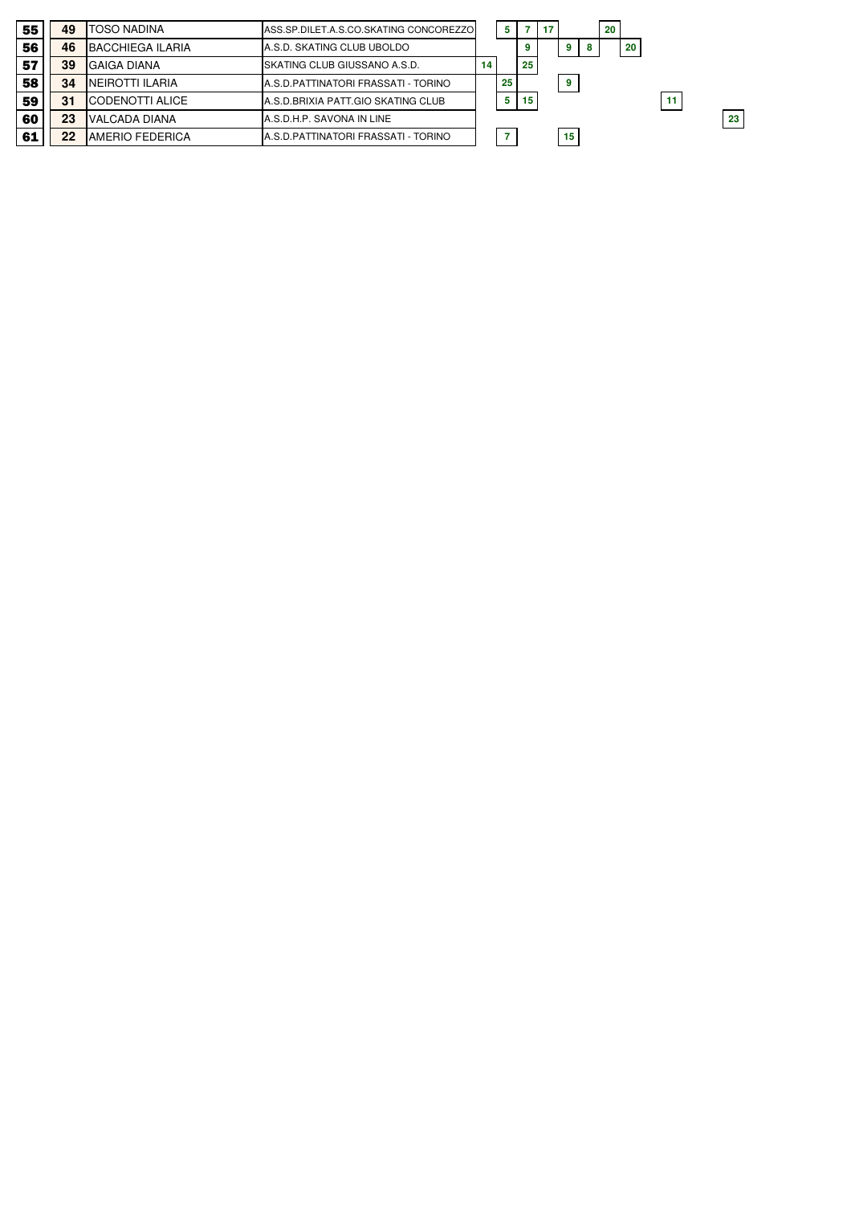| | | | | | | | | | | | | | | | | |
|---|---|---|---|---|---|---|---|---|---|---|---|---|---|---|---|---|
| 55 | 49 | TOSO NADINA | ASS.SP.DILET.A.S.CO.SKATING CONCOREZZO | | 5 | 7 | 17 | | | 20 | | | | | | |
| 56 | 46 | BACCHIEGA ILARIA | A.S.D. SKATING CLUB UBOLDO | | | 9 | | 9 | 8 | | 20 | | | | | |
| 57 | 39 | GAIGA DIANA | SKATING CLUB GIUSSANO A.S.D. | 14 | | 25 | | | | | | | | | | |
| 58 | 34 | NEIROTTI ILARIA | A.S.D.PATTINATORI FRASSATI - TORINO | | 25 | | | 9 | | | | | | | | |
| 59 | 31 | CODENOTTI ALICE | A.S.D.BRIXIA PATT.GIO SKATING CLUB | | 5 | 15 | | | | | | | 11 | | | |
| 60 | 23 | VALCADA DIANA | A.S.D.H.P. SAVONA IN LINE | | | | | | | | | | | | | 23 |
| 61 | 22 | AMERIO FEDERICA | A.S.D.PATTINATORI FRASSATI - TORINO | | 7 | | | 15 | | | | | | | | |